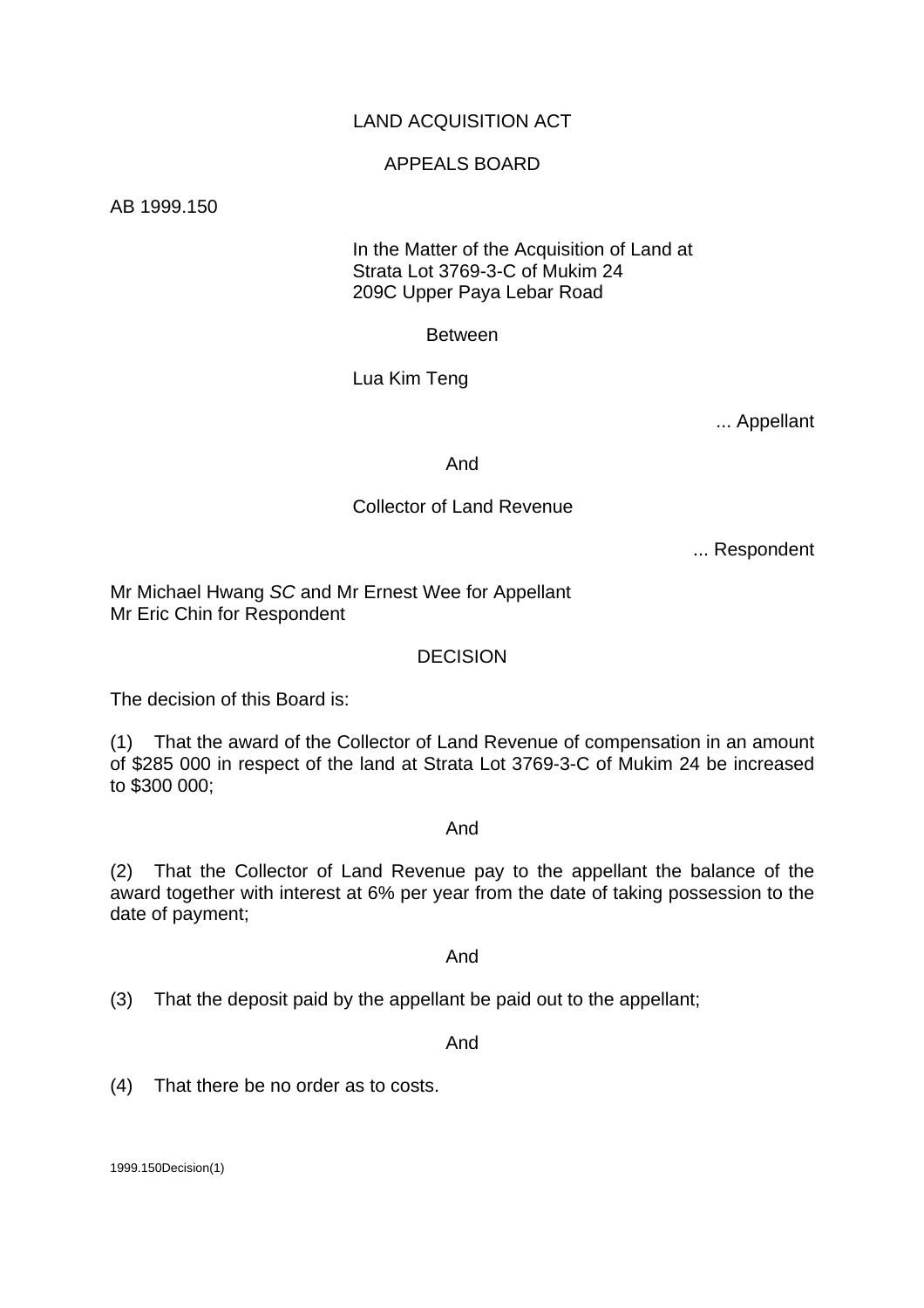# LAND ACQUISITION ACT

## APPEALS BOARD

AB 1999.150

In the Matter of the Acquisition of Land at
Strata Lot 3769-3-C of Mukim 24
209C Upper Paya Lebar Road

Between

Lua Kim Teng

... Appellant

And

Collector of Land Revenue

... Respondent

Mr Michael Hwang *SC* and Mr Ernest Wee for Appellant
Mr Eric Chin for Respondent

## DECISION

The decision of this Board is:

(1) That the award of the Collector of Land Revenue of compensation in an amount of $285 000 in respect of the land at Strata Lot 3769-3-C of Mukim 24 be increased to $300 000;

And

(2) That the Collector of Land Revenue pay to the appellant the balance of the award together with interest at 6% per year from the date of taking possession to the date of payment;

And

(3) That the deposit paid by the appellant be paid out to the appellant;

And

(4) That there be no order as to costs.

1999.150Decision(1)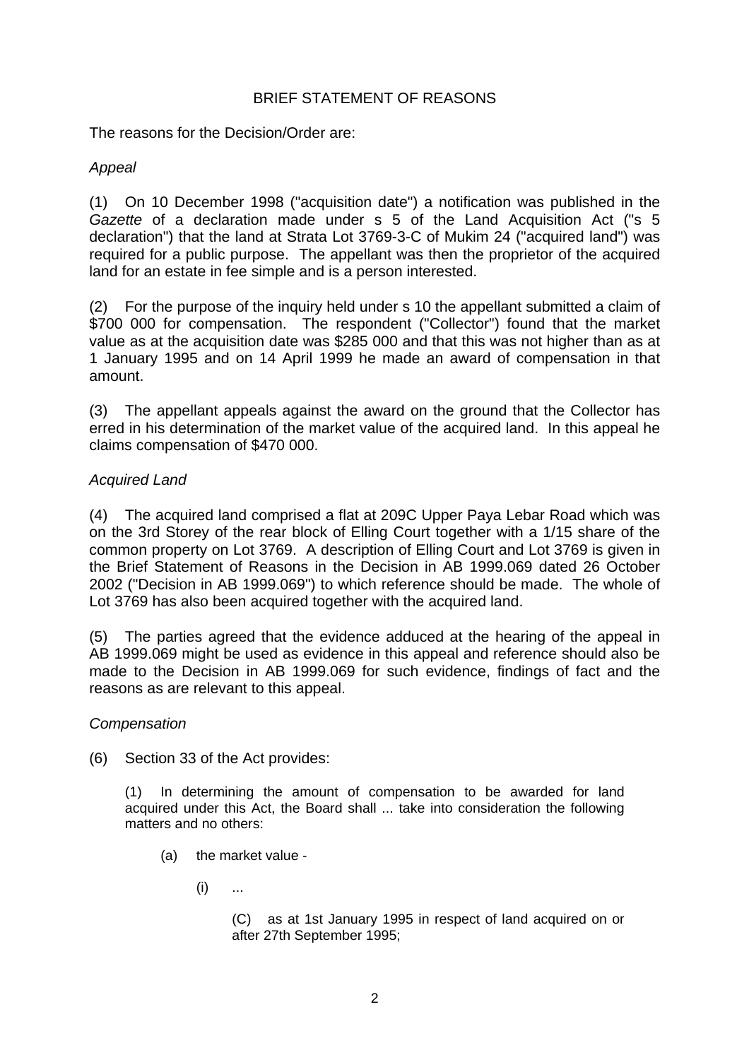## BRIEF STATEMENT OF REASONS

The reasons for the Decision/Order are:

*Appeal*

(1) On 10 December 1998 ("acquisition date") a notification was published in the *Gazette* of a declaration made under s 5 of the Land Acquisition Act ("s 5 declaration") that the land at Strata Lot 3769-3-C of Mukim 24 ("acquired land") was required for a public purpose. The appellant was then the proprietor of the acquired land for an estate in fee simple and is a person interested.

(2) For the purpose of the inquiry held under s 10 the appellant submitted a claim of $700 000 for compensation. The respondent ("Collector") found that the market value as at the acquisition date was $285 000 and that this was not higher than as at 1 January 1995 and on 14 April 1999 he made an award of compensation in that amount.

(3) The appellant appeals against the award on the ground that the Collector has erred in his determination of the market value of the acquired land. In this appeal he claims compensation of $470 000.

*Acquired Land*

(4) The acquired land comprised a flat at 209C Upper Paya Lebar Road which was on the 3rd Storey of the rear block of Elling Court together with a 1/15 share of the common property on Lot 3769. A description of Elling Court and Lot 3769 is given in the Brief Statement of Reasons in the Decision in AB 1999.069 dated 26 October 2002 ("Decision in AB 1999.069") to which reference should be made. The whole of Lot 3769 has also been acquired together with the acquired land.

(5) The parties agreed that the evidence adduced at the hearing of the appeal in AB 1999.069 might be used as evidence in this appeal and reference should also be made to the Decision in AB 1999.069 for such evidence, findings of fact and the reasons as are relevant to this appeal.

*Compensation*

(6) Section 33 of the Act provides:

> (1) In determining the amount of compensation to be awarded for land acquired under this Act, the Board shall ... take into consideration the following matters and no others:
>
> (a) the market value -
>
> (i) ...
>
> (C) as at 1st January 1995 in respect of land acquired on or after 27th September 1995;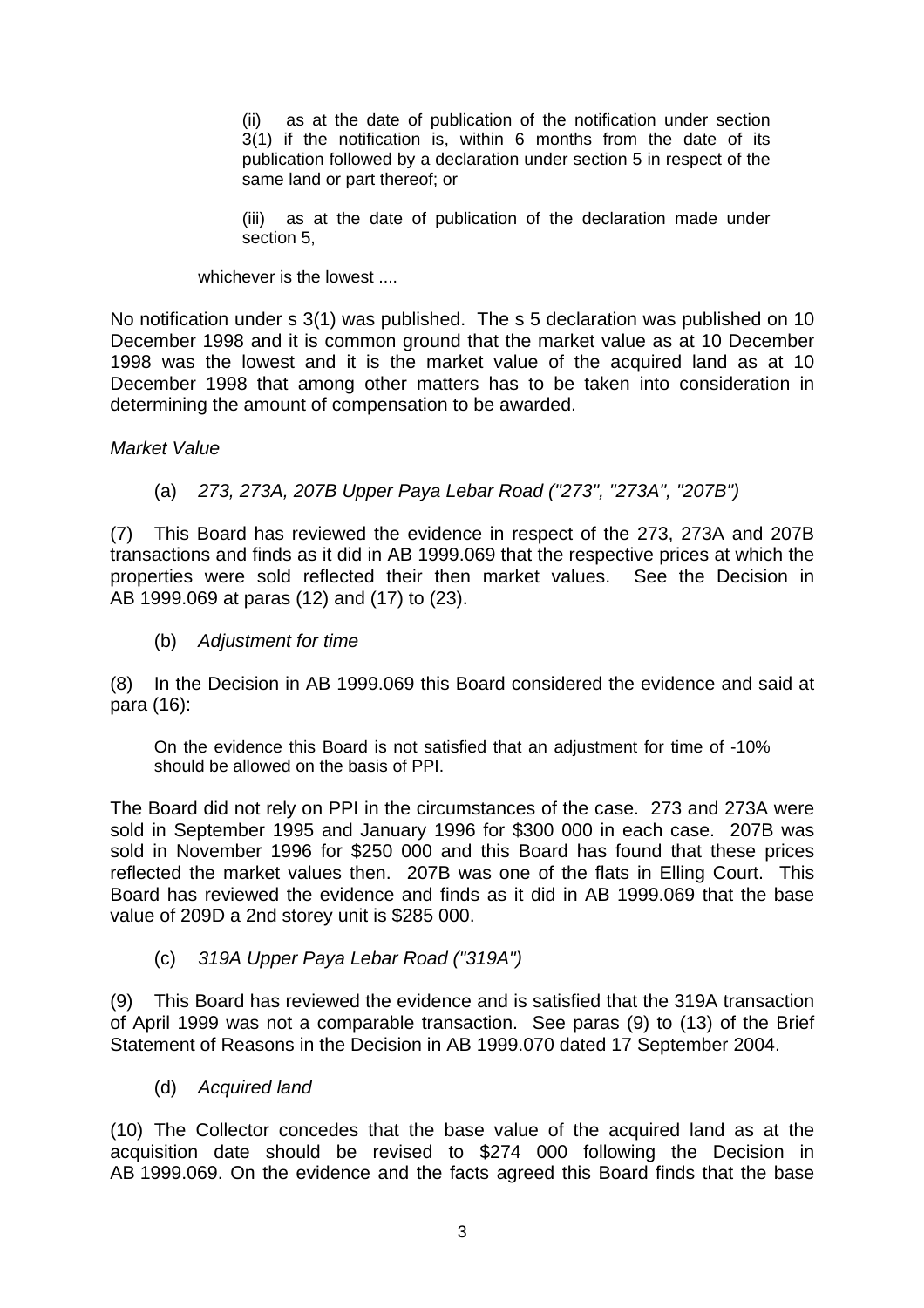> (ii) as at the date of publication of the notification under section 3(1) if the notification is, within 6 months from the date of its publication followed by a declaration under section 5 in respect of the same land or part thereof; or
>
> (iii) as at the date of publication of the declaration made under section 5,
>
> whichever is the lowest ....

No notification under s 3(1) was published. The s 5 declaration was published on 10 December 1998 and it is common ground that the market value as at 10 December 1998 was the lowest and it is the market value of the acquired land as at 10 December 1998 that among other matters has to be taken into consideration in determining the amount of compensation to be awarded.

*Market Value*

(a) *273, 273A, 207B Upper Paya Lebar Road ("273", "273A", "207B")*

(7) This Board has reviewed the evidence in respect of the 273, 273A and 207B transactions and finds as it did in AB 1999.069 that the respective prices at which the properties were sold reflected their then market values. See the Decision in AB 1999.069 at paras (12) and (17) to (23).

(b) *Adjustment for time*

(8) In the Decision in AB 1999.069 this Board considered the evidence and said at para (16):

> On the evidence this Board is not satisfied that an adjustment for time of -10% should be allowed on the basis of PPI.

The Board did not rely on PPI in the circumstances of the case. 273 and 273A were sold in September 1995 and January 1996 for $300 000 in each case. 207B was sold in November 1996 for $250 000 and this Board has found that these prices reflected the market values then. 207B was one of the flats in Elling Court. This Board has reviewed the evidence and finds as it did in AB 1999.069 that the base value of 209D a 2nd storey unit is $285 000.

(c) *319A Upper Paya Lebar Road ("319A")*

(9) This Board has reviewed the evidence and is satisfied that the 319A transaction of April 1999 was not a comparable transaction. See paras (9) to (13) of the Brief Statement of Reasons in the Decision in AB 1999.070 dated 17 September 2004.

(d) *Acquired land*

(10) The Collector concedes that the base value of the acquired land as at the acquisition date should be revised to $274 000 following the Decision in AB 1999.069. On the evidence and the facts agreed this Board finds that the base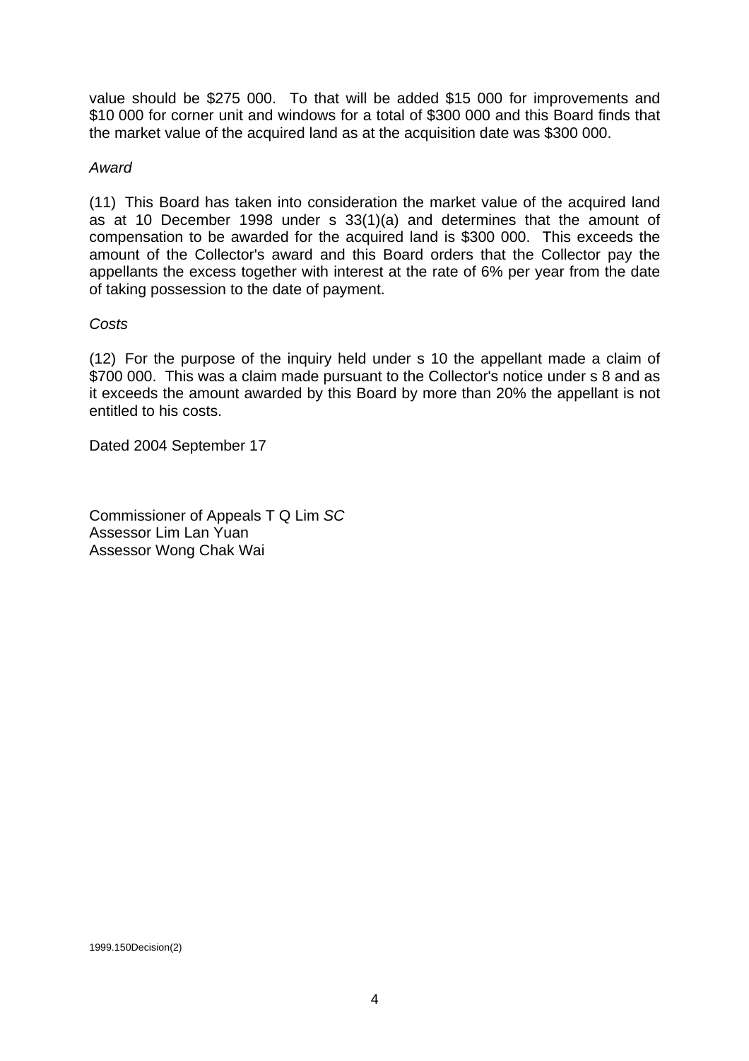value should be $275 000.  To that will be added $15 000 for improvements and $10 000 for corner unit and windows for a total of $300 000 and this Board finds that the market value of the acquired land as at the acquisition date was $300 000.

*Award*

(11)  This Board has taken into consideration the market value of the acquired land as at 10 December 1998 under s 33(1)(a) and determines that the amount of compensation to be awarded for the acquired land is $300 000.  This exceeds the amount of the Collector's award and this Board orders that the Collector pay the appellants the excess together with interest at the rate of 6% per year from the date of taking possession to the date of payment.

*Costs*

(12)  For the purpose of the inquiry held under s 10 the appellant made a claim of $700 000.  This was a claim made pursuant to the Collector's notice under s 8 and as it exceeds the amount awarded by this Board by more than 20% the appellant is not entitled to his costs.

Dated 2004 September 17

Commissioner of Appeals T Q Lim *SC*
Assessor Lim Lan Yuan
Assessor Wong Chak Wai

1999.150Decision(2)